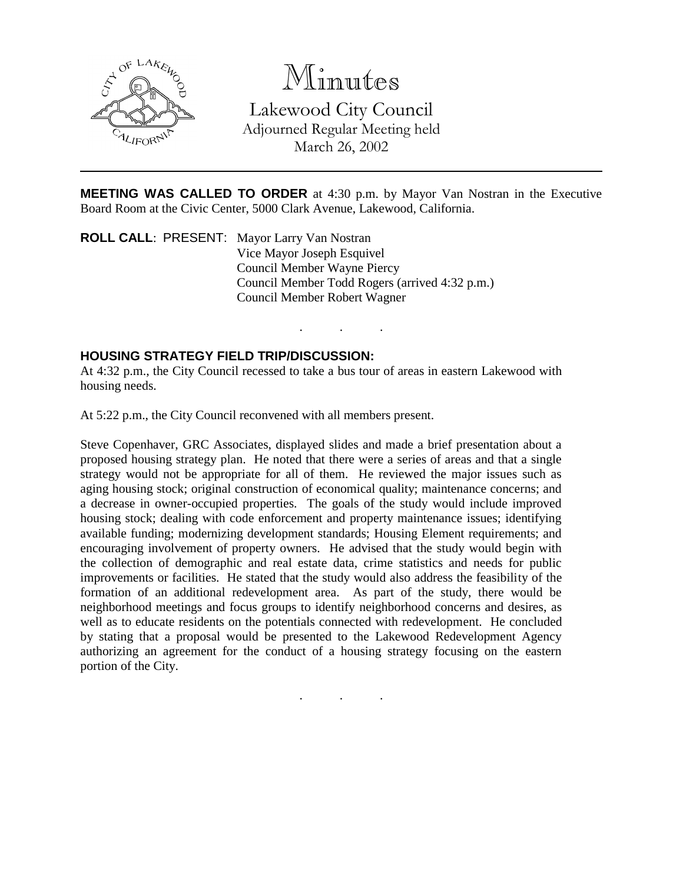# Minutes

Lakewood City Council
Adjourned Regular Meeting held
March 26, 2002

---

**MEETING WAS CALLED TO ORDER** at 4:30 p.m. by Mayor Van Nostran in the Executive Board Room at the Civic Center, 5000 Clark Avenue, Lakewood, California.

**ROLL CALL**: PRESENT: Mayor Larry Van Nostran
Vice Mayor Joseph Esquivel
Council Member Wayne Piercy
Council Member Todd Rogers (arrived 4:32 p.m.)
Council Member Robert Wagner

. . .

**HOUSING STRATEGY FIELD TRIP/DISCUSSION:**
At 4:32 p.m., the City Council recessed to take a bus tour of areas in eastern Lakewood with housing needs.

At 5:22 p.m., the City Council reconvened with all members present.

Steve Copenhaver, GRC Associates, displayed slides and made a brief presentation about a proposed housing strategy plan. He noted that there were a series of areas and that a single strategy would not be appropriate for all of them. He reviewed the major issues such as aging housing stock; original construction of economical quality; maintenance concerns; and a decrease in owner-occupied properties. The goals of the study would include improved housing stock; dealing with code enforcement and property maintenance issues; identifying available funding; modernizing development standards; Housing Element requirements; and encouraging involvement of property owners. He advised that the study would begin with the collection of demographic and real estate data, crime statistics and needs for public improvements or facilities. He stated that the study would also address the feasibility of the formation of an additional redevelopment area. As part of the study, there would be neighborhood meetings and focus groups to identify neighborhood concerns and desires, as well as to educate residents on the potentials connected with redevelopment. He concluded by stating that a proposal would be presented to the Lakewood Redevelopment Agency authorizing an agreement for the conduct of a housing strategy focusing on the eastern portion of the City.

. . .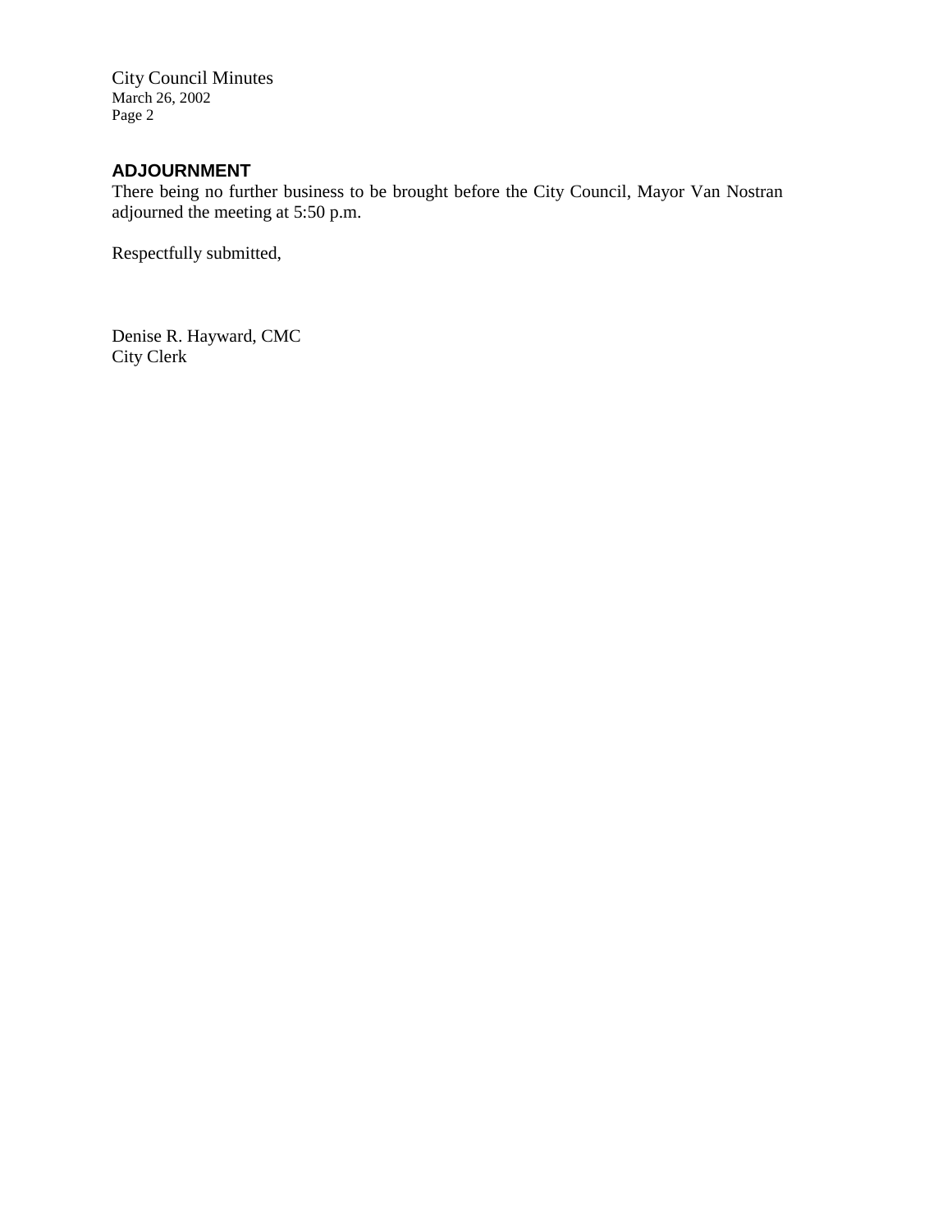## ADJOURNMENT

There being no further business to be brought before the City Council, Mayor Van Nostran adjourned the meeting at 5:50 p.m.

Respectfully submitted,

Denise R. Hayward, CMC
City Clerk